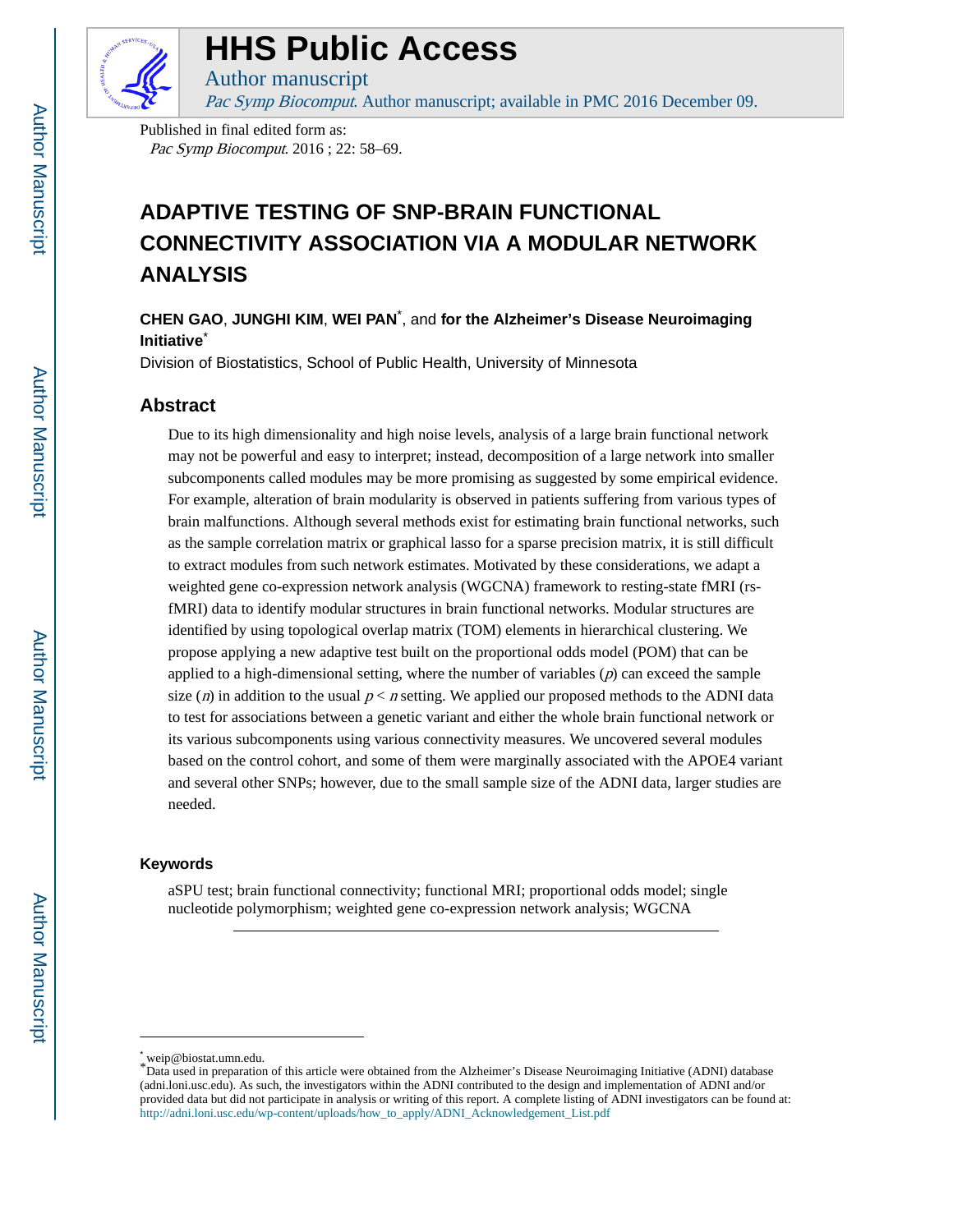# HHS Public Access

Author manuscript

*Pac Symp Biocomput*. Author manuscript; available in PMC 2016 December 09.

Published in final edited form as:

*Pac Symp Biocomput*. 2016 ; 22: 58–69.

# ADAPTIVE TESTING OF SNP-BRAIN FUNCTIONAL CONNECTIVITY ASSOCIATION VIA A MODULAR NETWORK ANALYSIS

**CHEN GAO**, **JUNGHI KIM**, **WEI PAN**[*], and **for the Alzheimer's Disease Neuroimaging Initiative**[*]

Division of Biostatistics, School of Public Health, University of Minnesota

## Abstract

Due to its high dimensionality and high noise levels, analysis of a large brain functional network may not be powerful and easy to interpret; instead, decomposition of a large network into smaller subcomponents called modules may be more promising as suggested by some empirical evidence. For example, alteration of brain modularity is observed in patients suffering from various types of brain malfunctions. Although several methods exist for estimating brain functional networks, such as the sample correlation matrix or graphical lasso for a sparse precision matrix, it is still difficult to extract modules from such network estimates. Motivated by these considerations, we adapt a weighted gene co-expression network analysis (WGCNA) framework to resting-state fMRI (rs-fMRI) data to identify modular structures in brain functional networks. Modular structures are identified by using topological overlap matrix (TOM) elements in hierarchical clustering. We propose applying a new adaptive test built on the proportional odds model (POM) that can be applied to a high-dimensional setting, where the number of variables ($p$) can exceed the sample size ($n$) in addition to the usual $p < n$ setting. We applied our proposed methods to the ADNI data to test for associations between a genetic variant and either the whole brain functional network or its various subcomponents using various connectivity measures. We uncovered several modules based on the control cohort, and some of them were marginally associated with the APOE4 variant and several other SNPs; however, due to the small sample size of the ADNI data, larger studies are needed.

### Keywords

aSPU test; brain functional connectivity; functional MRI; proportional odds model; single nucleotide polymorphism; weighted gene co-expression network analysis; WGCNA

---

[*] weip@biostat.umn.edu.

[*] Data used in preparation of this article were obtained from the Alzheimer's Disease Neuroimaging Initiative (ADNI) database (adni.loni.usc.edu). As such, the investigators within the ADNI contributed to the design and implementation of ADNI and/or provided data but did not participate in analysis or writing of this report. A complete listing of ADNI investigators can be found at: http://adni.loni.usc.edu/wp-content/uploads/how_to_apply/ADNI_Acknowledgement_List.pdf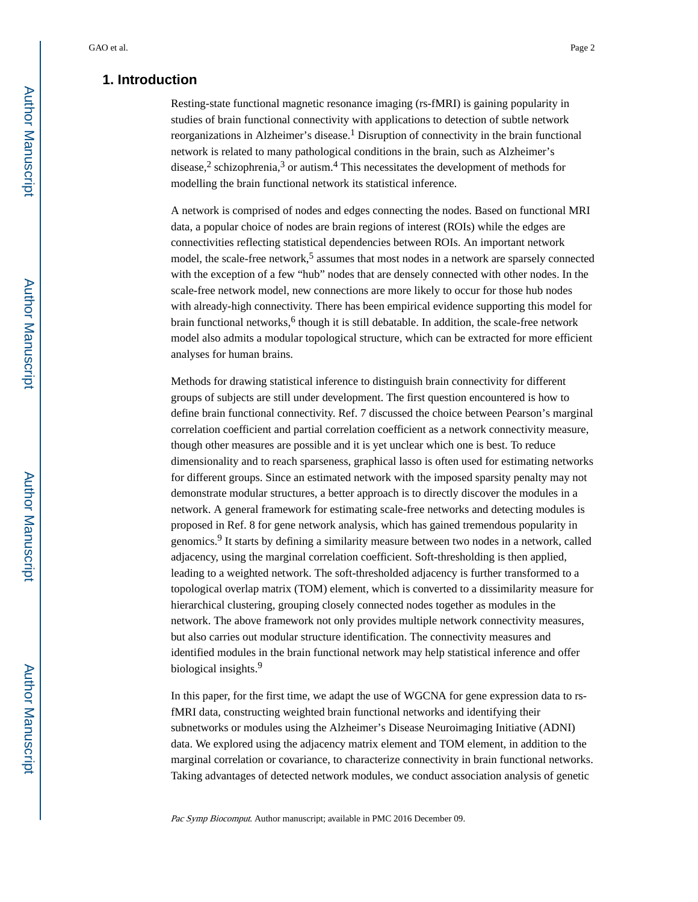## 1. Introduction

Resting-state functional magnetic resonance imaging (rs-fMRI) is gaining popularity in studies of brain functional connectivity with applications to detection of subtle network reorganizations in Alzheimer's disease.[1] Disruption of connectivity in the brain functional network is related to many pathological conditions in the brain, such as Alzheimer's disease,[2] schizophrenia,[3] or autism.[4] This necessitates the development of methods for modelling the brain functional network its statistical inference.

A network is comprised of nodes and edges connecting the nodes. Based on functional MRI data, a popular choice of nodes are brain regions of interest (ROIs) while the edges are connectivities reflecting statistical dependencies between ROIs. An important network model, the scale-free network,[5] assumes that most nodes in a network are sparsely connected with the exception of a few "hub" nodes that are densely connected with other nodes. In the scale-free network model, new connections are more likely to occur for those hub nodes with already-high connectivity. There has been empirical evidence supporting this model for brain functional networks,[6] though it is still debatable. In addition, the scale-free network model also admits a modular topological structure, which can be extracted for more efficient analyses for human brains.

Methods for drawing statistical inference to distinguish brain connectivity for different groups of subjects are still under development. The first question encountered is how to define brain functional connectivity. Ref. 7 discussed the choice between Pearson's marginal correlation coefficient and partial correlation coefficient as a network connectivity measure, though other measures are possible and it is yet unclear which one is best. To reduce dimensionality and to reach sparseness, graphical lasso is often used for estimating networks for different groups. Since an estimated network with the imposed sparsity penalty may not demonstrate modular structures, a better approach is to directly discover the modules in a network. A general framework for estimating scale-free networks and detecting modules is proposed in Ref. 8 for gene network analysis, which has gained tremendous popularity in genomics.[9] It starts by defining a similarity measure between two nodes in a network, called adjacency, using the marginal correlation coefficient. Soft-thresholding is then applied, leading to a weighted network. The soft-thresholded adjacency is further transformed to a topological overlap matrix (TOM) element, which is converted to a dissimilarity measure for hierarchical clustering, grouping closely connected nodes together as modules in the network. The above framework not only provides multiple network connectivity measures, but also carries out modular structure identification. The connectivity measures and identified modules in the brain functional network may help statistical inference and offer biological insights.[9]

In this paper, for the first time, we adapt the use of WGCNA for gene expression data to rs-fMRI data, constructing weighted brain functional networks and identifying their subnetworks or modules using the Alzheimer's Disease Neuroimaging Initiative (ADNI) data. We explored using the adjacency matrix element and TOM element, in addition to the marginal correlation or covariance, to characterize connectivity in brain functional networks. Taking advantages of detected network modules, we conduct association analysis of genetic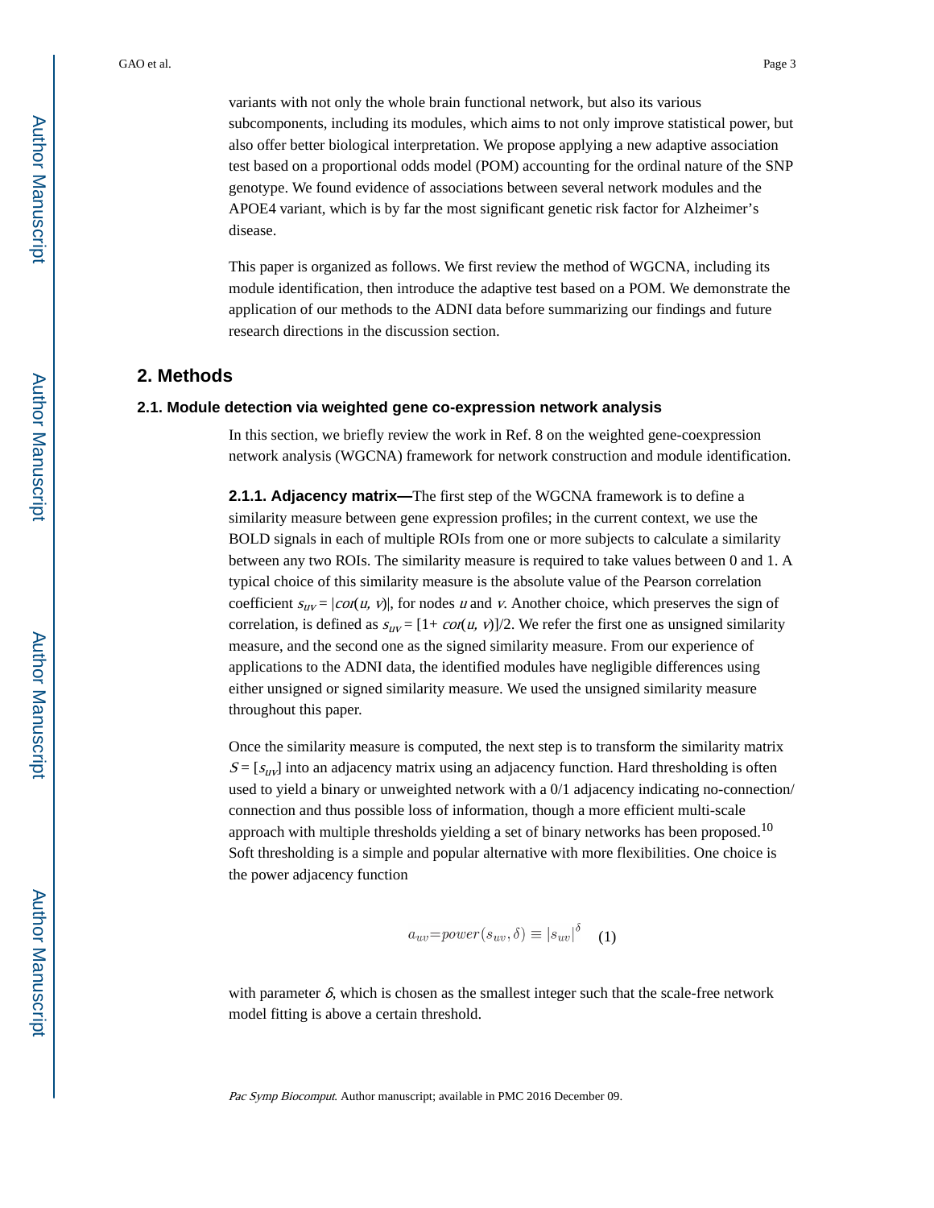variants with not only the whole brain functional network, but also its various subcomponents, including its modules, which aims to not only improve statistical power, but also offer better biological interpretation. We propose applying a new adaptive association test based on a proportional odds model (POM) accounting for the ordinal nature of the SNP genotype. We found evidence of associations between several network modules and the APOE4 variant, which is by far the most significant genetic risk factor for Alzheimer's disease.

This paper is organized as follows. We first review the method of WGCNA, including its module identification, then introduce the adaptive test based on a POM. We demonstrate the application of our methods to the ADNI data before summarizing our findings and future research directions in the discussion section.

## 2. Methods

### 2.1. Module detection via weighted gene co-expression network analysis

In this section, we briefly review the work in Ref. 8 on the weighted gene-coexpression network analysis (WGCNA) framework for network construction and module identification.

**2.1.1. Adjacency matrix—**The first step of the WGCNA framework is to define a similarity measure between gene expression profiles; in the current context, we use the BOLD signals in each of multiple ROIs from one or more subjects to calculate a similarity between any two ROIs. The similarity measure is required to take values between 0 and 1. A typical choice of this similarity measure is the absolute value of the Pearson correlation coefficient $s_{uv} = |cor(u, v)|$, for nodes $u$ and $v$. Another choice, which preserves the sign of correlation, is defined as $s_{uv} = [1+ cor(u, v)]/2$. We refer the first one as unsigned similarity measure, and the second one as the signed similarity measure. From our experience of applications to the ADNI data, the identified modules have negligible differences using either unsigned or signed similarity measure. We used the unsigned similarity measure throughout this paper.

Once the similarity measure is computed, the next step is to transform the similarity matrix $S = [s_{uv}]$ into an adjacency matrix using an adjacency function. Hard thresholding is often used to yield a binary or unweighted network with a 0/1 adjacency indicating no-connection/connection and thus possible loss of information, though a more efficient multi-scale approach with multiple thresholds yielding a set of binary networks has been proposed.[10] Soft thresholding is a simple and popular alternative with more flexibilities. One choice is the power adjacency function

$$a_{uv} = power(s_{uv}, \delta) \equiv |s_{uv}|^{\delta} \quad (1)$$

with parameter $\delta$, which is chosen as the smallest integer such that the scale-free network model fitting is above a certain threshold.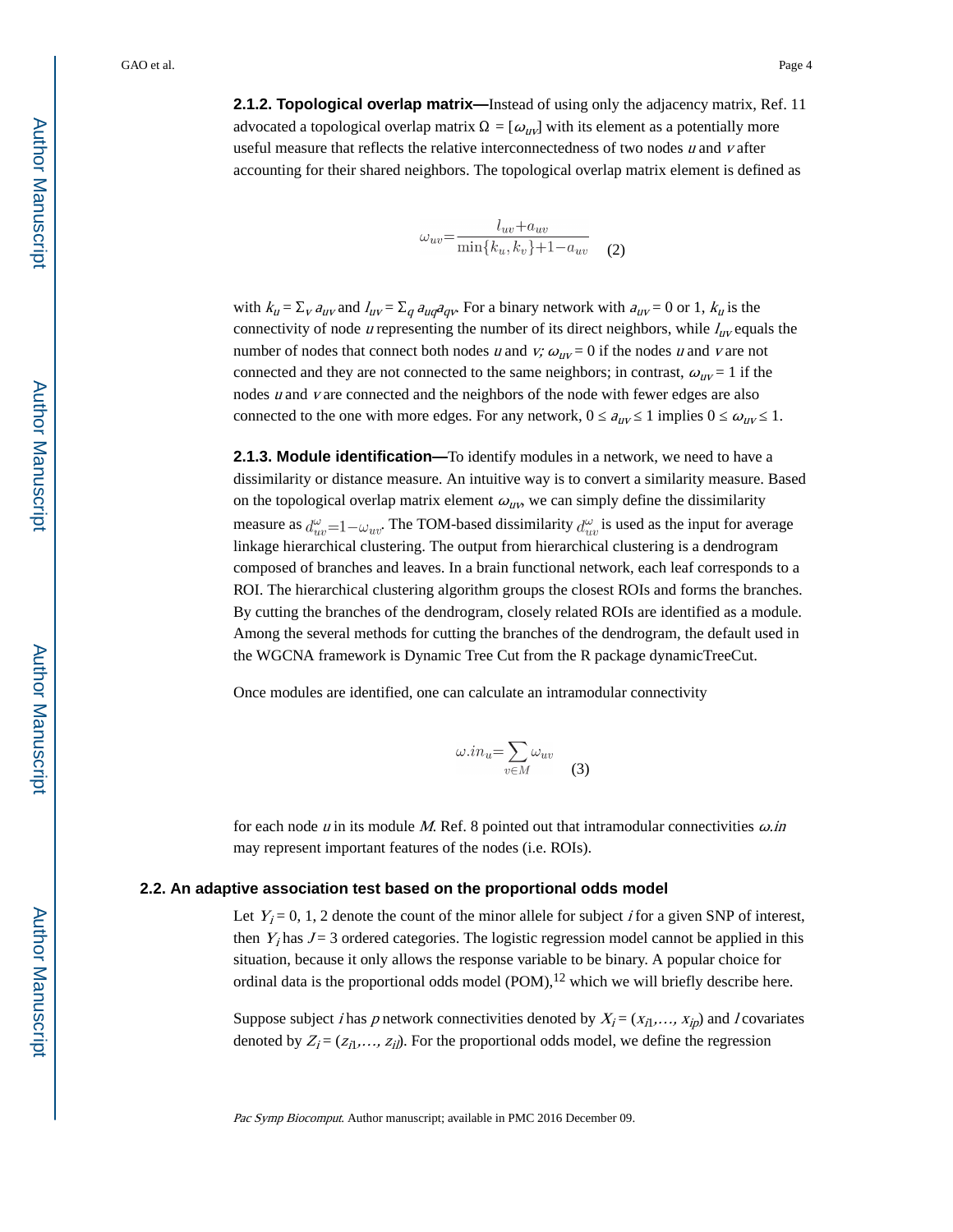**2.1.2. Topological overlap matrix—**Instead of using only the adjacency matrix, Ref. 11 advocated a topological overlap matrix $\Omega = [\omega_{uv}]$ with its element as a potentially more useful measure that reflects the relative interconnectedness of two nodes $u$ and $v$ after accounting for their shared neighbors. The topological overlap matrix element is defined as

$$\omega_{uv} = \frac{l_{uv} + a_{uv}}{\min\{k_u, k_v\} + 1 - a_{uv}} \quad (2)$$

with $k_u = \Sigma_v a_{uv}$ and $l_{uv} = \Sigma_q a_{uq} a_{qv}$. For a binary network with $a_{uv} = 0$ or 1, $k_u$ is the connectivity of node $u$ representing the number of its direct neighbors, while $l_{uv}$ equals the number of nodes that connect both nodes $u$ and $v$; $\omega_{uv} = 0$ if the nodes $u$ and $v$ are not connected and they are not connected to the same neighbors; in contrast, $\omega_{uv} = 1$ if the nodes $u$ and $v$ are connected and the neighbors of the node with fewer edges are also connected to the one with more edges. For any network, $0 \le a_{uv} \le 1$ implies $0 \le \omega_{uv} \le 1$.

**2.1.3. Module identification—**To identify modules in a network, we need to have a dissimilarity or distance measure. An intuitive way is to convert a similarity measure. Based on the topological overlap matrix element $\omega_{uv}$, we can simply define the dissimilarity measure as $d_{uv}^{\omega} = 1 - \omega_{uv}$. The TOM-based dissimilarity $d_{uv}^{\omega}$ is used as the input for average linkage hierarchical clustering. The output from hierarchical clustering is a dendrogram composed of branches and leaves. In a brain functional network, each leaf corresponds to a ROI. The hierarchical clustering algorithm groups the closest ROIs and forms the branches. By cutting the branches of the dendrogram, closely related ROIs are identified as a module. Among the several methods for cutting the branches of the dendrogram, the default used in the WGCNA framework is Dynamic Tree Cut from the R package dynamicTreeCut.

Once modules are identified, one can calculate an intramodular connectivity

$$\omega.in_u = \sum_{v \in M} \omega_{uv} \quad (3)$$

for each node $u$ in its module $M$. Ref. 8 pointed out that intramodular connectivities $\omega.in$ may represent important features of the nodes (i.e. ROIs).

## 2.2. An adaptive association test based on the proportional odds model

Let $Y_i = 0, 1, 2$ denote the count of the minor allele for subject $i$ for a given SNP of interest, then $Y_i$ has $J = 3$ ordered categories. The logistic regression model cannot be applied in this situation, because it only allows the response variable to be binary. A popular choice for ordinal data is the proportional odds model (POM),[12] which we will briefly describe here.

Suppose subject $i$ has $p$ network connectivities denoted by $X_i = (x_{i1}, \ldots, x_{ip})$ and $l$ covariates denoted by $Z_i = (z_{i1}, \ldots, z_{il})$. For the proportional odds model, we define the regression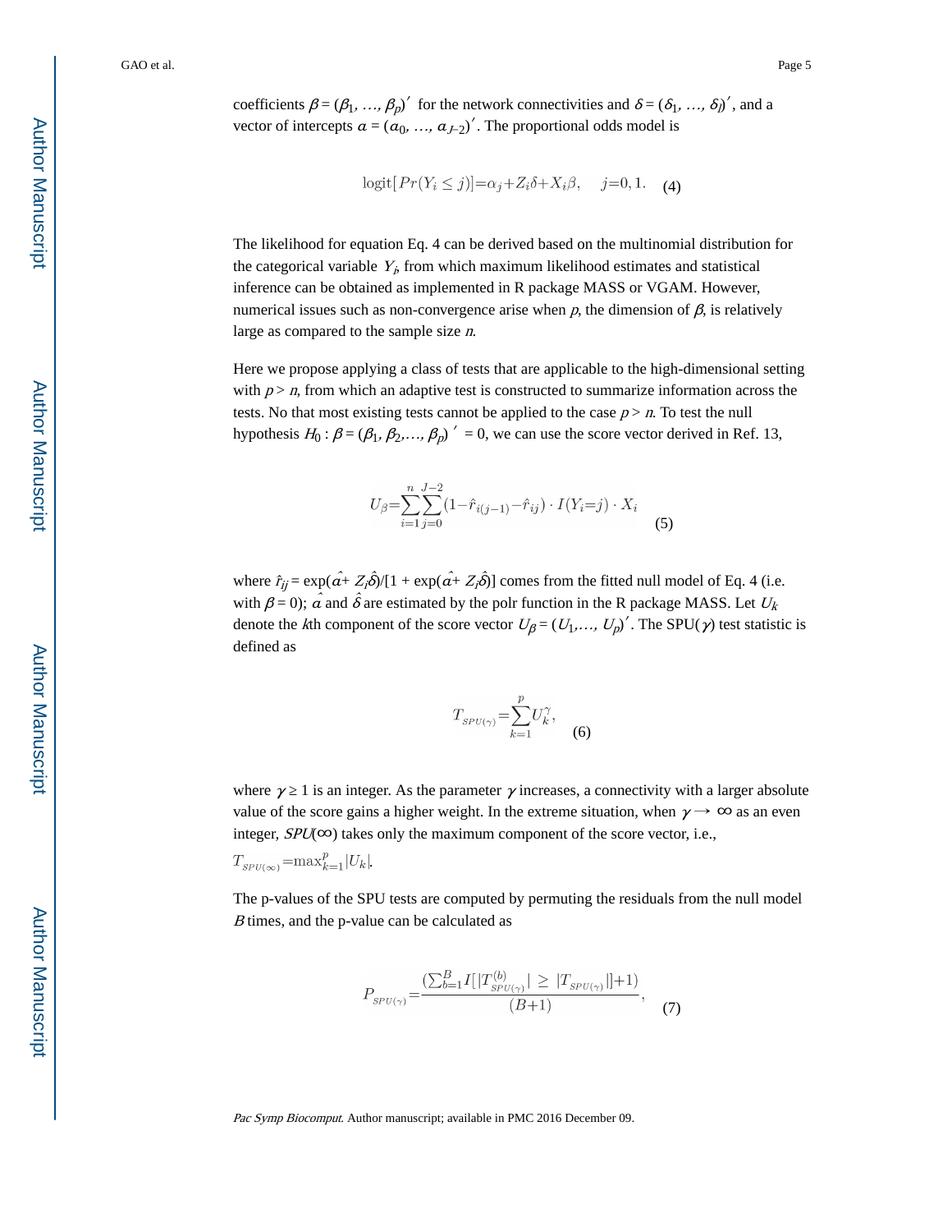coefficients $\beta = (\beta_1, \ldots, \beta_p)'$ for the network connectivities and $\delta = (\delta_1, \ldots, \delta_l)'$, and a vector of intercepts $\alpha = (\alpha_0, \ldots, \alpha_{J-2})'$. The proportional odds model is

$$\text{logit}[Pr(Y_i \leq j)] = \alpha_j + Z_i\delta + X_i\beta, \quad j = 0, 1. \quad (4)$$

The likelihood for equation Eq. 4 can be derived based on the multinomial distribution for the categorical variable $Y_i$, from which maximum likelihood estimates and statistical inference can be obtained as implemented in R package MASS or VGAM. However, numerical issues such as non-convergence arise when $p$, the dimension of $\beta$, is relatively large as compared to the sample size $n$.

Here we propose applying a class of tests that are applicable to the high-dimensional setting with $p > n$, from which an adaptive test is constructed to summarize information across the tests. No that most existing tests cannot be applied to the case $p > n$. To test the null hypothesis $H_0 : \beta = (\beta_1, \beta_2, \ldots, \beta_p)' = 0$, we can use the score vector derived in Ref. 13,

$$U_\beta = \sum_{i=1}^{n} \sum_{j=0}^{J-2} (1 - \hat{r}_{i(j-1)} - \hat{r}_{ij}) \cdot I(Y_i = j) \cdot X_i \quad (5)$$

where $\hat{r}_{ij} = \exp(\hat{\alpha} + Z_i\hat{\delta})/[1 + \exp(\hat{\alpha} + Z_i\hat{\delta})]$ comes from the fitted null model of Eq. 4 (i.e. with $\beta = 0$); $\hat{\alpha}$ and $\hat{\delta}$ are estimated by the polr function in the R package MASS. Let $U_k$ denote the $k$th component of the score vector $U_\beta = (U_1, \ldots, U_p)'$. The SPU($\gamma$) test statistic is defined as

$$T_{SPU(\gamma)} = \sum_{k=1}^{p} U_k^{\gamma}, \quad (6)$$

where $\gamma \geq 1$ is an integer. As the parameter $\gamma$ increases, a connectivity with a larger absolute value of the score gains a higher weight. In the extreme situation, when $\gamma \rightarrow \infty$ as an even integer, $SPU(\infty)$ takes only the maximum component of the score vector, i.e., $T_{SPU(\infty)} = \max_{k=1}^{p} |U_k|$.

The p-values of the SPU tests are computed by permuting the residuals from the null model $B$ times, and the p-value can be calculated as

$$P_{SPU(\gamma)} = \frac{(\sum_{b=1}^{B} I[|T_{SPU(\gamma)}^{(b)}| \geq |T_{SPU(\gamma)}|] + 1)}{(B + 1)}, \quad (7)$$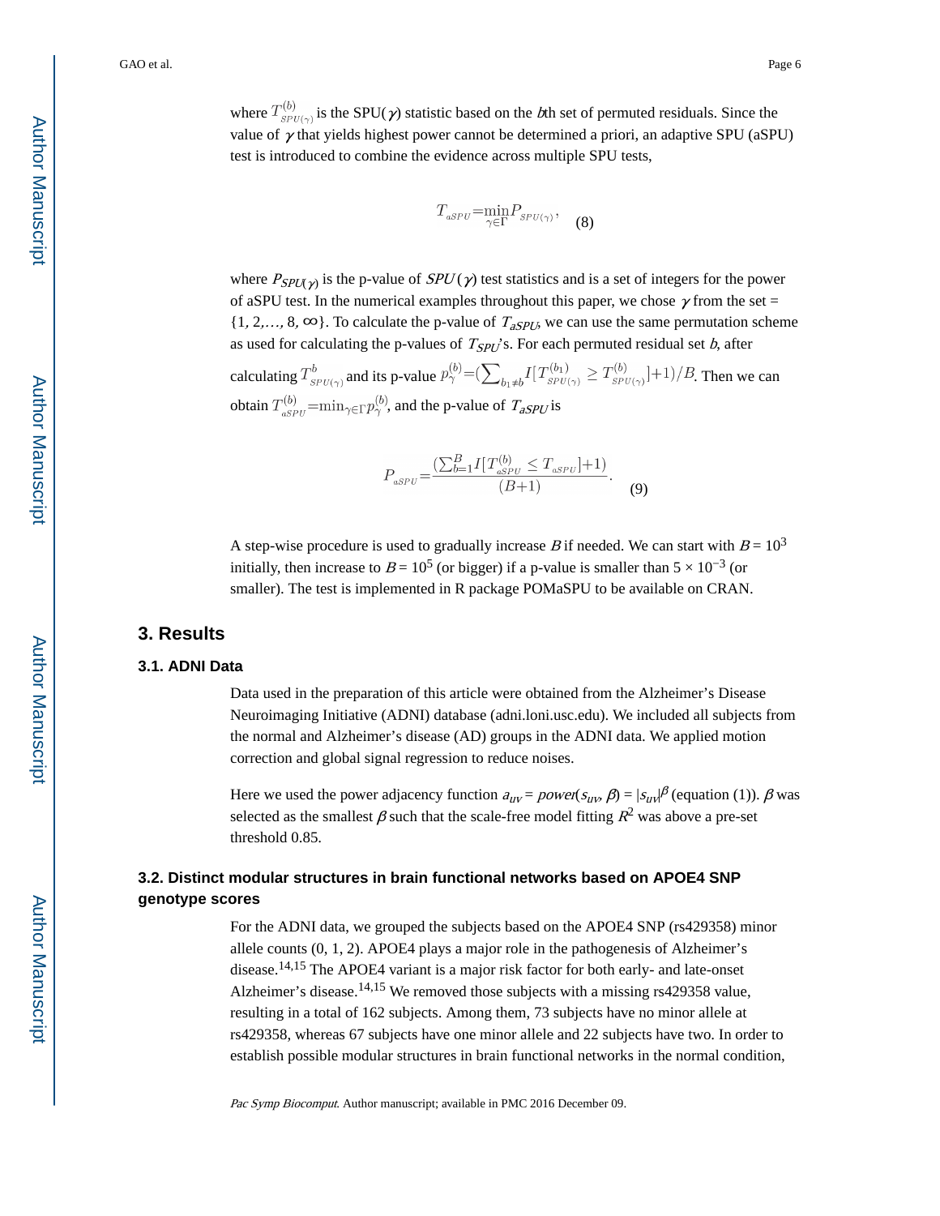where $T^{(b)}_{SPU(\gamma)}$ is the SPU($\gamma$) statistic based on the $b$th set of permuted residuals. Since the value of $\gamma$ that yields highest power cannot be determined a priori, an adaptive SPU (aSPU) test is introduced to combine the evidence across multiple SPU tests,

$$T_{aSPU} = \min_{\gamma \in \Gamma} P_{SPU(\gamma)}, \quad (8)$$

where $P_{SPU(\gamma)}$ is the p-value of $SPU(\gamma)$ test statistics and is a set of integers for the power of aSPU test. In the numerical examples throughout this paper, we chose $\gamma$ from the set = {1, 2,…, 8, ∞}. To calculate the p-value of $T_{aSPU}$, we can use the same permutation scheme as used for calculating the p-values of $T_{SPU}$'s. For each permuted residual set $b$, after calculating $T^{b}_{SPU(\gamma)}$ and its p-value $p^{(b)}_{\gamma} = (\sum_{b_1 \neq b} I[T^{(b_1)}_{SPU(\gamma)} \geq T^{(b)}_{SPU(\gamma)}] + 1)/B$. Then we can obtain $T^{(b)}_{aSPU} = \min_{\gamma \in \Gamma} p^{(b)}_{\gamma}$, and the p-value of $T_{aSPU}$ is

$$P_{aSPU} = \frac{(\sum_{b=1}^{B} I[T^{(b)}_{aSPU} \leq T_{aSPU}] + 1)}{(B+1)}. \quad (9)$$

A step-wise procedure is used to gradually increase $B$ if needed. We can start with $B = 10^3$ initially, then increase to $B = 10^5$ (or bigger) if a p-value is smaller than $5 \times 10^{-3}$ (or smaller). The test is implemented in R package POMaSPU to be available on CRAN.

## 3. Results

### 3.1. ADNI Data

Data used in the preparation of this article were obtained from the Alzheimer's Disease Neuroimaging Initiative (ADNI) database (adni.loni.usc.edu). We included all subjects from the normal and Alzheimer's disease (AD) groups in the ADNI data. We applied motion correction and global signal regression to reduce noises.

Here we used the power adjacency function $a_{uv} = power(s_{uv}, \beta) = |s_{uv}|^{\beta}$ (equation (1)). $\beta$ was selected as the smallest $\beta$ such that the scale-free model fitting $R^2$ was above a pre-set threshold 0.85.

### 3.2. Distinct modular structures in brain functional networks based on APOE4 SNP genotype scores

For the ADNI data, we grouped the subjects based on the APOE4 SNP (rs429358) minor allele counts (0, 1, 2). APOE4 plays a major role in the pathogenesis of Alzheimer's disease.[14,15] The APOE4 variant is a major risk factor for both early- and late-onset Alzheimer's disease.[14,15] We removed those subjects with a missing rs429358 value, resulting in a total of 162 subjects. Among them, 73 subjects have no minor allele at rs429358, whereas 67 subjects have one minor allele and 22 subjects have two. In order to establish possible modular structures in brain functional networks in the normal condition,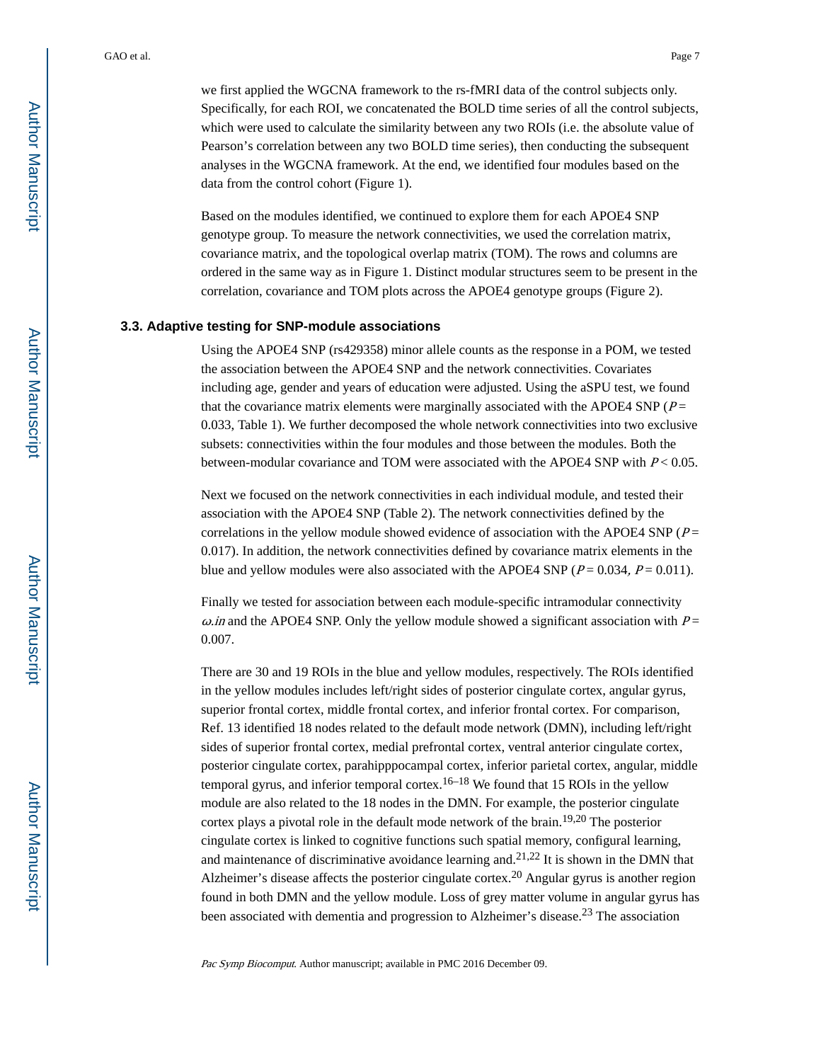we first applied the WGCNA framework to the rs-fMRI data of the control subjects only. Specifically, for each ROI, we concatenated the BOLD time series of all the control subjects, which were used to calculate the similarity between any two ROIs (i.e. the absolute value of Pearson's correlation between any two BOLD time series), then conducting the subsequent analyses in the WGCNA framework. At the end, we identified four modules based on the data from the control cohort (Figure 1).

Based on the modules identified, we continued to explore them for each APOE4 SNP genotype group. To measure the network connectivities, we used the correlation matrix, covariance matrix, and the topological overlap matrix (TOM). The rows and columns are ordered in the same way as in Figure 1. Distinct modular structures seem to be present in the correlation, covariance and TOM plots across the APOE4 genotype groups (Figure 2).

### 3.3. Adaptive testing for SNP-module associations

Using the APOE4 SNP (rs429358) minor allele counts as the response in a POM, we tested the association between the APOE4 SNP and the network connectivities. Covariates including age, gender and years of education were adjusted. Using the aSPU test, we found that the covariance matrix elements were marginally associated with the APOE4 SNP ($P$ = 0.033, Table 1). We further decomposed the whole network connectivities into two exclusive subsets: connectivities within the four modules and those between the modules. Both the between-modular covariance and TOM were associated with the APOE4 SNP with $P < 0.05$.

Next we focused on the network connectivities in each individual module, and tested their association with the APOE4 SNP (Table 2). The network connectivities defined by the correlations in the yellow module showed evidence of association with the APOE4 SNP ($P$ = 0.017). In addition, the network connectivities defined by covariance matrix elements in the blue and yellow modules were also associated with the APOE4 SNP ($P$ = 0.034, $P$ = 0.011).

Finally we tested for association between each module-specific intramodular connectivity $\omega.in$ and the APOE4 SNP. Only the yellow module showed a significant association with $P$ = 0.007.

There are 30 and 19 ROIs in the blue and yellow modules, respectively. The ROIs identified in the yellow modules includes left/right sides of posterior cingulate cortex, angular gyrus, superior frontal cortex, middle frontal cortex, and inferior frontal cortex. For comparison, Ref. 13 identified 18 nodes related to the default mode network (DMN), including left/right sides of superior frontal cortex, medial prefrontal cortex, ventral anterior cingulate cortex, posterior cingulate cortex, parahipppocampal cortex, inferior parietal cortex, angular, middle temporal gyrus, and inferior temporal cortex.[16–18] We found that 15 ROIs in the yellow module are also related to the 18 nodes in the DMN. For example, the posterior cingulate cortex plays a pivotal role in the default mode network of the brain.[19,20] The posterior cingulate cortex is linked to cognitive functions such spatial memory, configural learning, and maintenance of discriminative avoidance learning and.[21,22] It is shown in the DMN that Alzheimer's disease affects the posterior cingulate cortex.[20] Angular gyrus is another region found in both DMN and the yellow module. Loss of grey matter volume in angular gyrus has been associated with dementia and progression to Alzheimer's disease.[23] The association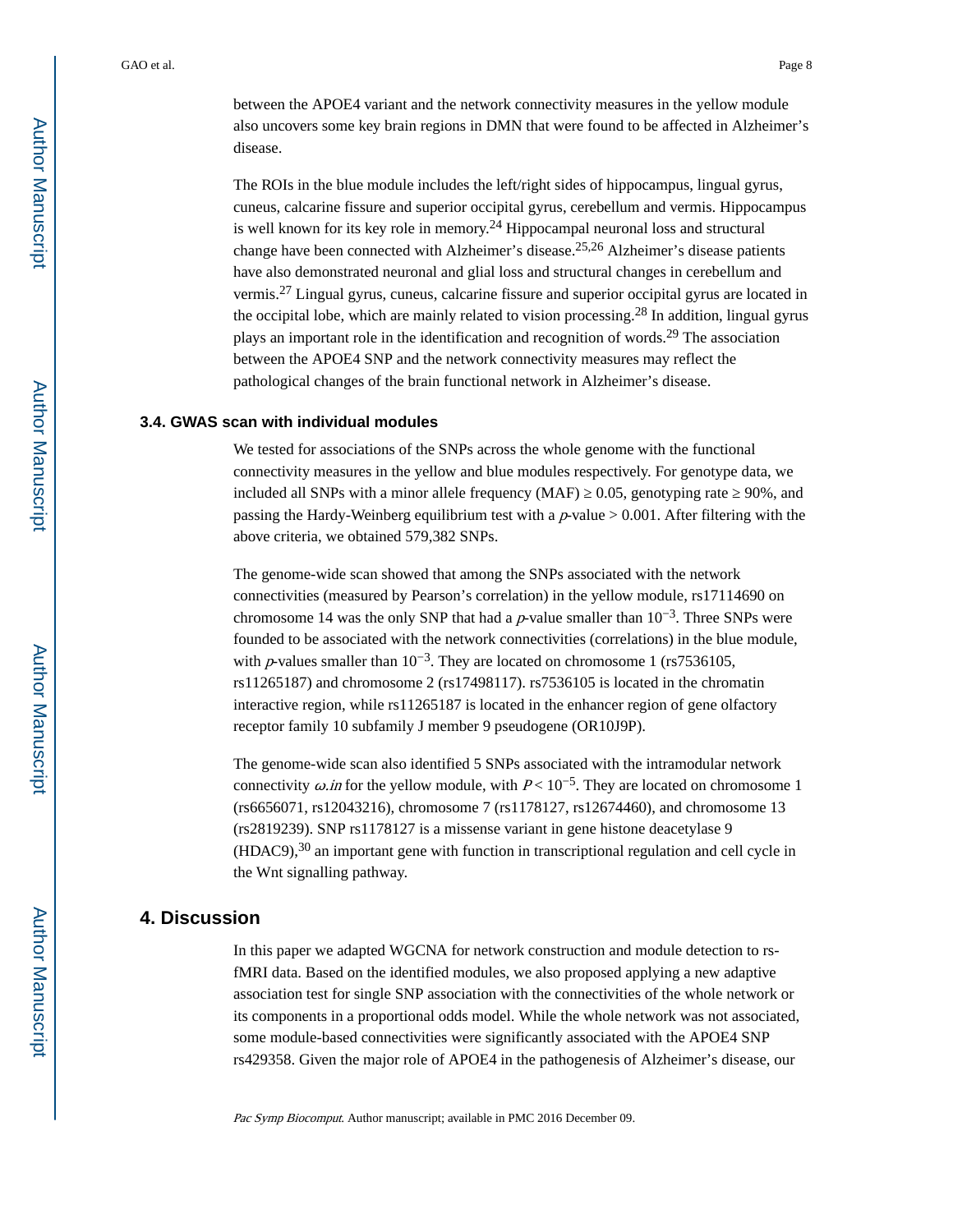between the APOE4 variant and the network connectivity measures in the yellow module also uncovers some key brain regions in DMN that were found to be affected in Alzheimer's disease.

The ROIs in the blue module includes the left/right sides of hippocampus, lingual gyrus, cuneus, calcarine fissure and superior occipital gyrus, cerebellum and vermis. Hippocampus is well known for its key role in memory.[24] Hippocampal neuronal loss and structural change have been connected with Alzheimer's disease.[25,26] Alzheimer's disease patients have also demonstrated neuronal and glial loss and structural changes in cerebellum and vermis.[27] Lingual gyrus, cuneus, calcarine fissure and superior occipital gyrus are located in the occipital lobe, which are mainly related to vision processing.[28] In addition, lingual gyrus plays an important role in the identification and recognition of words.[29] The association between the APOE4 SNP and the network connectivity measures may reflect the pathological changes of the brain functional network in Alzheimer's disease.

### 3.4. GWAS scan with individual modules

We tested for associations of the SNPs across the whole genome with the functional connectivity measures in the yellow and blue modules respectively. For genotype data, we included all SNPs with a minor allele frequency (MAF) ≥ 0.05, genotyping rate ≥ 90%, and passing the Hardy-Weinberg equilibrium test with a $p$-value > 0.001. After filtering with the above criteria, we obtained 579,382 SNPs.

The genome-wide scan showed that among the SNPs associated with the network connectivities (measured by Pearson's correlation) in the yellow module, rs17114690 on chromosome 14 was the only SNP that had a $p$-value smaller than $10^{-3}$. Three SNPs were founded to be associated with the network connectivities (correlations) in the blue module, with $p$-values smaller than $10^{-3}$. They are located on chromosome 1 (rs7536105, rs11265187) and chromosome 2 (rs17498117). rs7536105 is located in the chromatin interactive region, while rs11265187 is located in the enhancer region of gene olfactory receptor family 10 subfamily J member 9 pseudogene (OR10J9P).

The genome-wide scan also identified 5 SNPs associated with the intramodular network connectivity $\omega.in$ for the yellow module, with $P < 10^{-5}$. They are located on chromosome 1 (rs6656071, rs12043216), chromosome 7 (rs1178127, rs12674460), and chromosome 13 (rs2819239). SNP rs1178127 is a missense variant in gene histone deacetylase 9 (HDAC9),[30] an important gene with function in transcriptional regulation and cell cycle in the Wnt signalling pathway.

## 4. Discussion

In this paper we adapted WGCNA for network construction and module detection to rs-fMRI data. Based on the identified modules, we also proposed applying a new adaptive association test for single SNP association with the connectivities of the whole network or its components in a proportional odds model. While the whole network was not associated, some module-based connectivities were significantly associated with the APOE4 SNP rs429358. Given the major role of APOE4 in the pathogenesis of Alzheimer's disease, our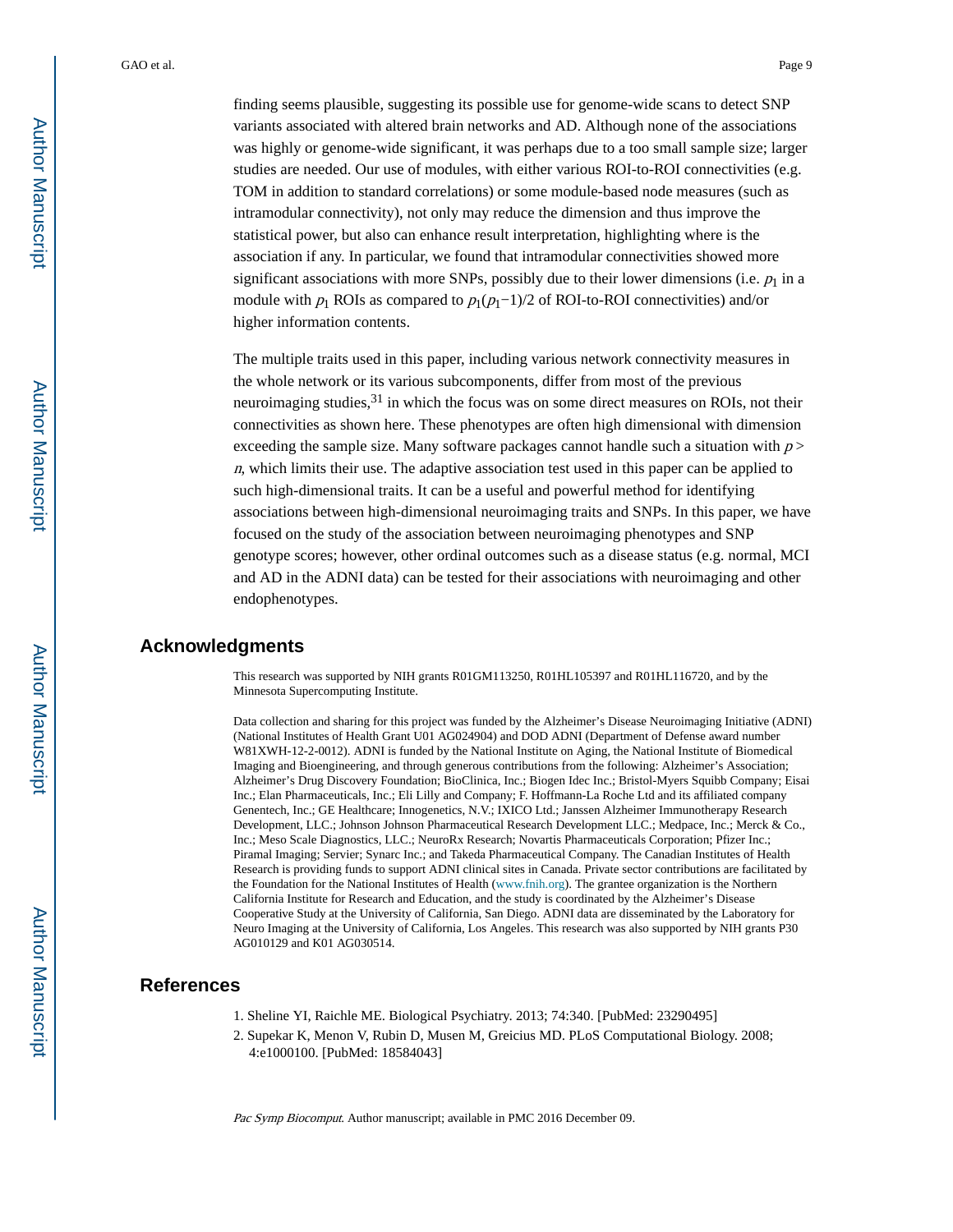finding seems plausible, suggesting its possible use for genome-wide scans to detect SNP variants associated with altered brain networks and AD. Although none of the associations was highly or genome-wide significant, it was perhaps due to a too small sample size; larger studies are needed. Our use of modules, with either various ROI-to-ROI connectivities (e.g. TOM in addition to standard correlations) or some module-based node measures (such as intramodular connectivity), not only may reduce the dimension and thus improve the statistical power, but also can enhance result interpretation, highlighting where is the association if any. In particular, we found that intramodular connectivities showed more significant associations with more SNPs, possibly due to their lower dimensions (i.e. $p_1$ in a module with $p_1$ ROIs as compared to $p_1(p_1-1)/2$ of ROI-to-ROI connectivities) and/or higher information contents.

The multiple traits used in this paper, including various network connectivity measures in the whole network or its various subcomponents, differ from most of the previous neuroimaging studies,[31] in which the focus was on some direct measures on ROIs, not their connectivities as shown here. These phenotypes are often high dimensional with dimension exceeding the sample size. Many software packages cannot handle such a situation with $p > n$, which limits their use. The adaptive association test used in this paper can be applied to such high-dimensional traits. It can be a useful and powerful method for identifying associations between high-dimensional neuroimaging traits and SNPs. In this paper, we have focused on the study of the association between neuroimaging phenotypes and SNP genotype scores; however, other ordinal outcomes such as a disease status (e.g. normal, MCI and AD in the ADNI data) can be tested for their associations with neuroimaging and other endophenotypes.

## Acknowledgments

This research was supported by NIH grants R01GM113250, R01HL105397 and R01HL116720, and by the Minnesota Supercomputing Institute.

Data collection and sharing for this project was funded by the Alzheimer's Disease Neuroimaging Initiative (ADNI) (National Institutes of Health Grant U01 AG024904) and DOD ADNI (Department of Defense award number W81XWH-12-2-0012). ADNI is funded by the National Institute on Aging, the National Institute of Biomedical Imaging and Bioengineering, and through generous contributions from the following: Alzheimer's Association; Alzheimer's Drug Discovery Foundation; BioClinica, Inc.; Biogen Idec Inc.; Bristol-Myers Squibb Company; Eisai Inc.; Elan Pharmaceuticals, Inc.; Eli Lilly and Company; F. Hoffmann-La Roche Ltd and its affiliated company Genentech, Inc.; GE Healthcare; Innogenetics, N.V.; IXICO Ltd.; Janssen Alzheimer Immunotherapy Research Development, LLC.; Johnson Johnson Pharmaceutical Research Development LLC.; Medpace, Inc.; Merck & Co., Inc.; Meso Scale Diagnostics, LLC.; NeuroRx Research; Novartis Pharmaceuticals Corporation; Pfizer Inc.; Piramal Imaging; Servier; Synarc Inc.; and Takeda Pharmaceutical Company. The Canadian Institutes of Health Research is providing funds to support ADNI clinical sites in Canada. Private sector contributions are facilitated by the Foundation for the National Institutes of Health (www.fnih.org). The grantee organization is the Northern California Institute for Research and Education, and the study is coordinated by the Alzheimer's Disease Cooperative Study at the University of California, San Diego. ADNI data are disseminated by the Laboratory for Neuro Imaging at the University of California, Los Angeles. This research was also supported by NIH grants P30 AG010129 and K01 AG030514.

## References

1. Sheline YI, Raichle ME. Biological Psychiatry. 2013; 74:340. [PubMed: 23290495]
2. Supekar K, Menon V, Rubin D, Musen M, Greicius MD. PLoS Computational Biology. 2008; 4:e1000100. [PubMed: 18584043]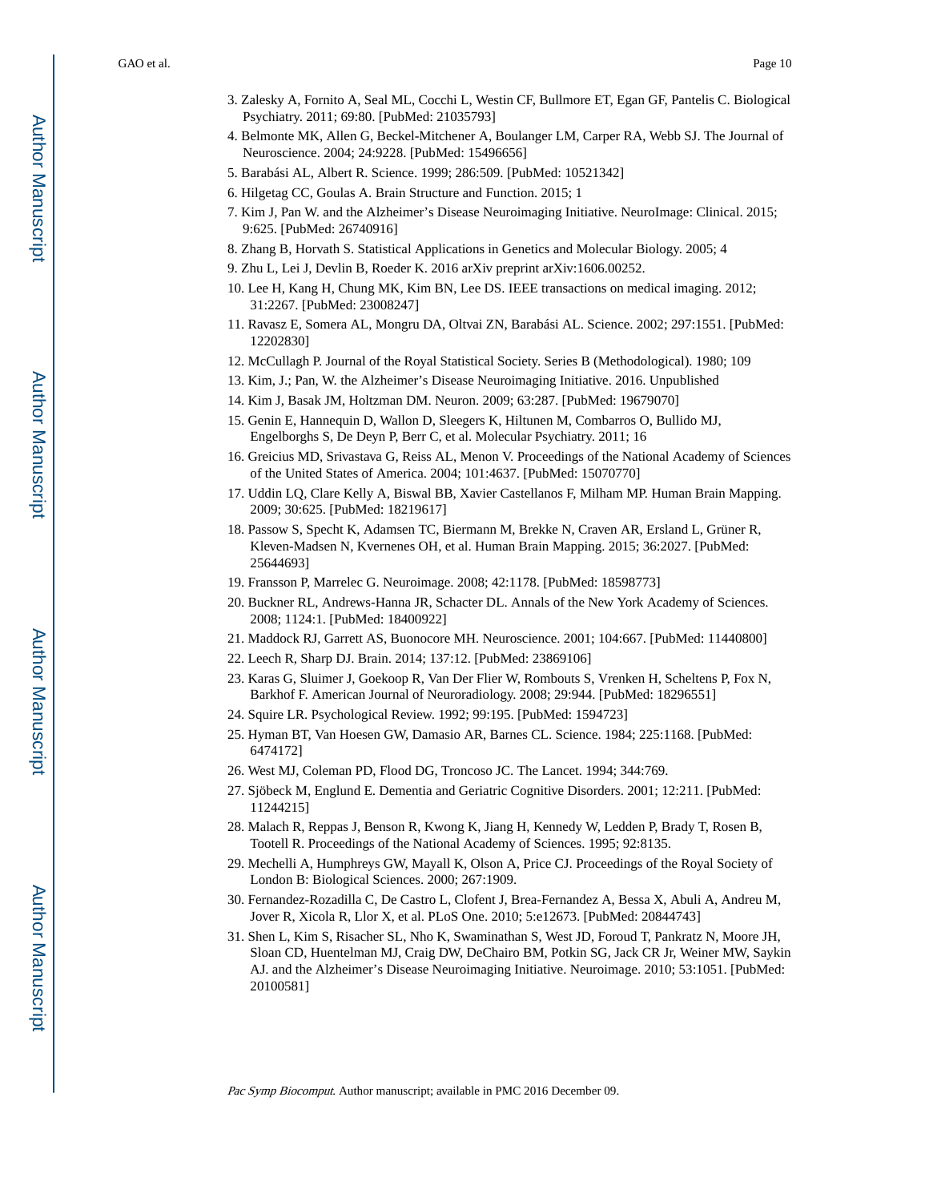3. Zalesky A, Fornito A, Seal ML, Cocchi L, Westin CF, Bullmore ET, Egan GF, Pantelis C. Biological Psychiatry. 2011; 69:80. [PubMed: 21035793]
4. Belmonte MK, Allen G, Beckel-Mitchener A, Boulanger LM, Carper RA, Webb SJ. The Journal of Neuroscience. 2004; 24:9228. [PubMed: 15496656]
5. Barabási AL, Albert R. Science. 1999; 286:509. [PubMed: 10521342]
6. Hilgetag CC, Goulas A. Brain Structure and Function. 2015; 1
7. Kim J, Pan W. and the Alzheimer's Disease Neuroimaging Initiative. NeuroImage: Clinical. 2015; 9:625. [PubMed: 26740916]
8. Zhang B, Horvath S. Statistical Applications in Genetics and Molecular Biology. 2005; 4
9. Zhu L, Lei J, Devlin B, Roeder K. 2016 arXiv preprint arXiv:1606.00252.
10. Lee H, Kang H, Chung MK, Kim BN, Lee DS. IEEE transactions on medical imaging. 2012; 31:2267. [PubMed: 23008247]
11. Ravasz E, Somera AL, Mongru DA, Oltvai ZN, Barabási AL. Science. 2002; 297:1551. [PubMed: 12202830]
12. McCullagh P. Journal of the Royal Statistical Society. Series B (Methodological). 1980; 109
13. Kim, J.; Pan, W. the Alzheimer's Disease Neuroimaging Initiative. 2016. Unpublished
14. Kim J, Basak JM, Holtzman DM. Neuron. 2009; 63:287. [PubMed: 19679070]
15. Genin E, Hannequin D, Wallon D, Sleegers K, Hiltunen M, Combarros O, Bullido MJ, Engelborghs S, De Deyn P, Berr C, et al. Molecular Psychiatry. 2011; 16
16. Greicius MD, Srivastava G, Reiss AL, Menon V. Proceedings of the National Academy of Sciences of the United States of America. 2004; 101:4637. [PubMed: 15070770]
17. Uddin LQ, Clare Kelly A, Biswal BB, Xavier Castellanos F, Milham MP. Human Brain Mapping. 2009; 30:625. [PubMed: 18219617]
18. Passow S, Specht K, Adamsen TC, Biermann M, Brekke N, Craven AR, Ersland L, Grüner R, Kleven-Madsen N, Kvernenes OH, et al. Human Brain Mapping. 2015; 36:2027. [PubMed: 25644693]
19. Fransson P, Marrelec G. Neuroimage. 2008; 42:1178. [PubMed: 18598773]
20. Buckner RL, Andrews-Hanna JR, Schacter DL. Annals of the New York Academy of Sciences. 2008; 1124:1. [PubMed: 18400922]
21. Maddock RJ, Garrett AS, Buonocore MH. Neuroscience. 2001; 104:667. [PubMed: 11440800]
22. Leech R, Sharp DJ. Brain. 2014; 137:12. [PubMed: 23869106]
23. Karas G, Sluimer J, Goekoop R, Van Der Flier W, Rombouts S, Vrenken H, Scheltens P, Fox N, Barkhof F. American Journal of Neuroradiology. 2008; 29:944. [PubMed: 18296551]
24. Squire LR. Psychological Review. 1992; 99:195. [PubMed: 1594723]
25. Hyman BT, Van Hoesen GW, Damasio AR, Barnes CL. Science. 1984; 225:1168. [PubMed: 6474172]
26. West MJ, Coleman PD, Flood DG, Troncoso JC. The Lancet. 1994; 344:769.
27. Sjöbeck M, Englund E. Dementia and Geriatric Cognitive Disorders. 2001; 12:211. [PubMed: 11244215]
28. Malach R, Reppas J, Benson R, Kwong K, Jiang H, Kennedy W, Ledden P, Brady T, Rosen B, Tootell R. Proceedings of the National Academy of Sciences. 1995; 92:8135.
29. Mechelli A, Humphreys GW, Mayall K, Olson A, Price CJ. Proceedings of the Royal Society of London B: Biological Sciences. 2000; 267:1909.
30. Fernandez-Rozadilla C, De Castro L, Clofent J, Brea-Fernandez A, Bessa X, Abuli A, Andreu M, Jover R, Xicola R, Llor X, et al. PLoS One. 2010; 5:e12673. [PubMed: 20844743]
31. Shen L, Kim S, Risacher SL, Nho K, Swaminathan S, West JD, Foroud T, Pankratz N, Moore JH, Sloan CD, Huentelman MJ, Craig DW, DeChairo BM, Potkin SG, Jack CR Jr, Weiner MW, Saykin AJ. and the Alzheimer's Disease Neuroimaging Initiative. Neuroimage. 2010; 53:1051. [PubMed: 20100581]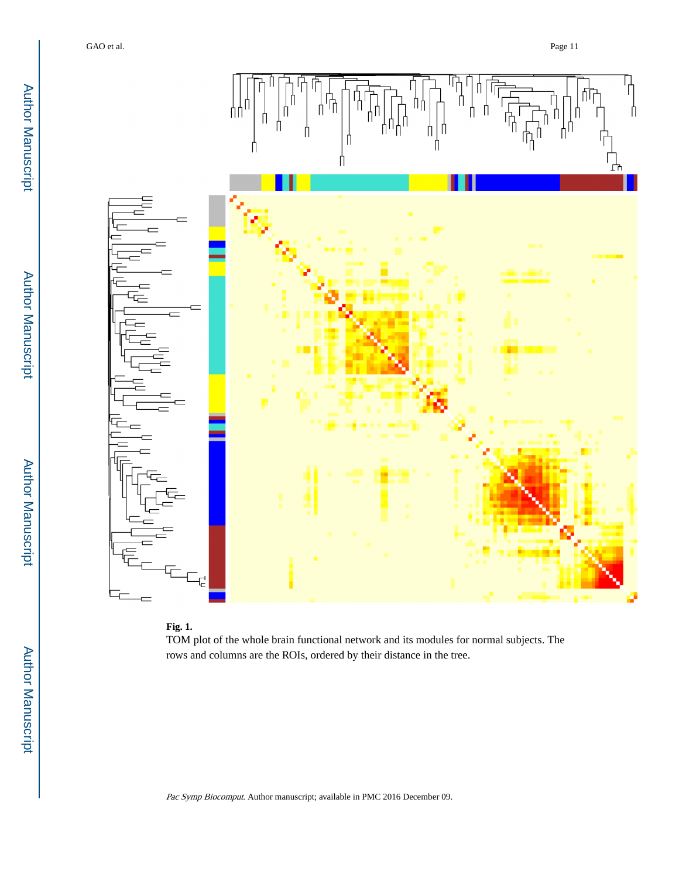**Fig. 1.**

TOM plot of the whole brain functional network and its modules for normal subjects. The rows and columns are the ROIs, ordered by their distance in the tree.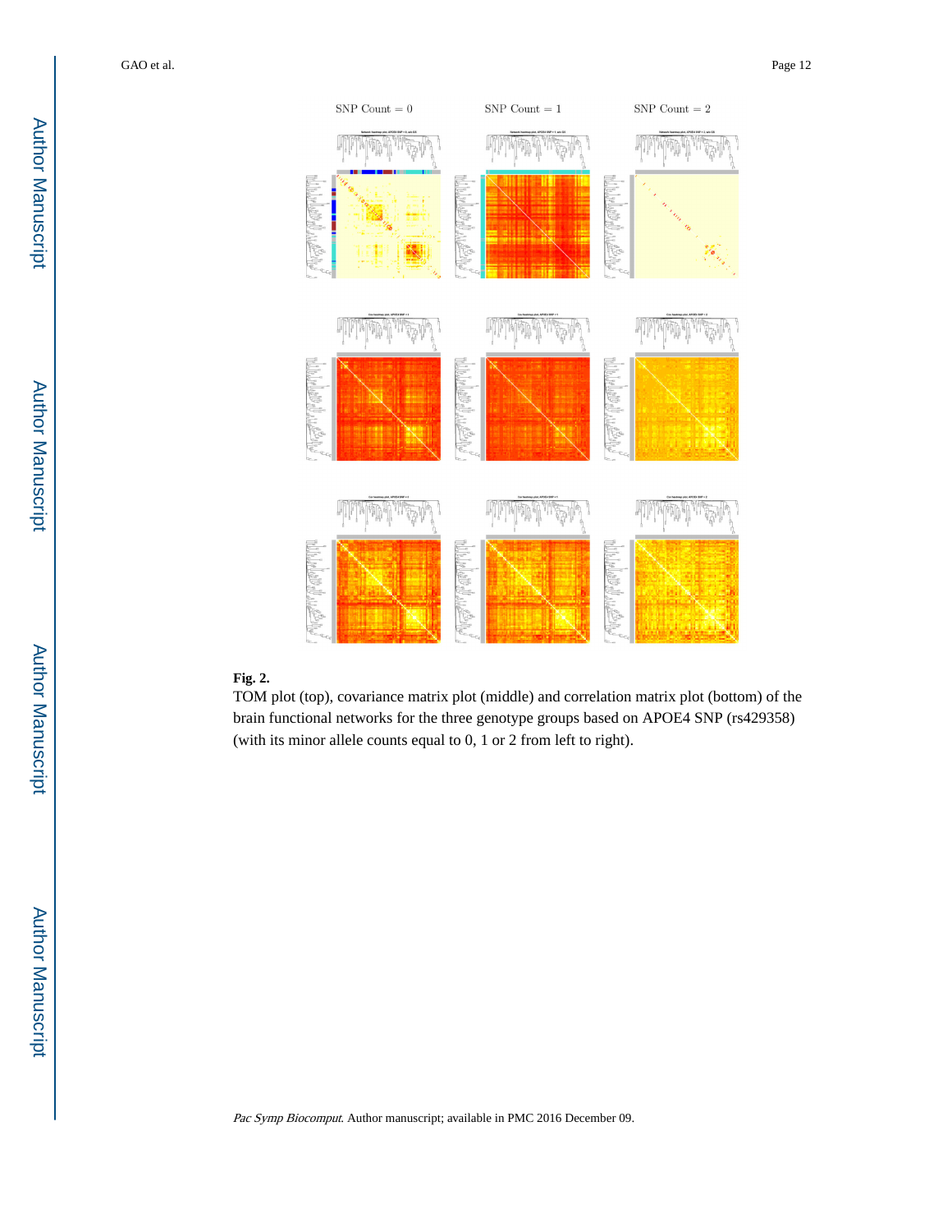**Fig. 2.**

TOM plot (top), covariance matrix plot (middle) and correlation matrix plot (bottom) of the brain functional networks for the three genotype groups based on APOE4 SNP (rs429358) (with its minor allele counts equal to 0, 1 or 2 from left to right).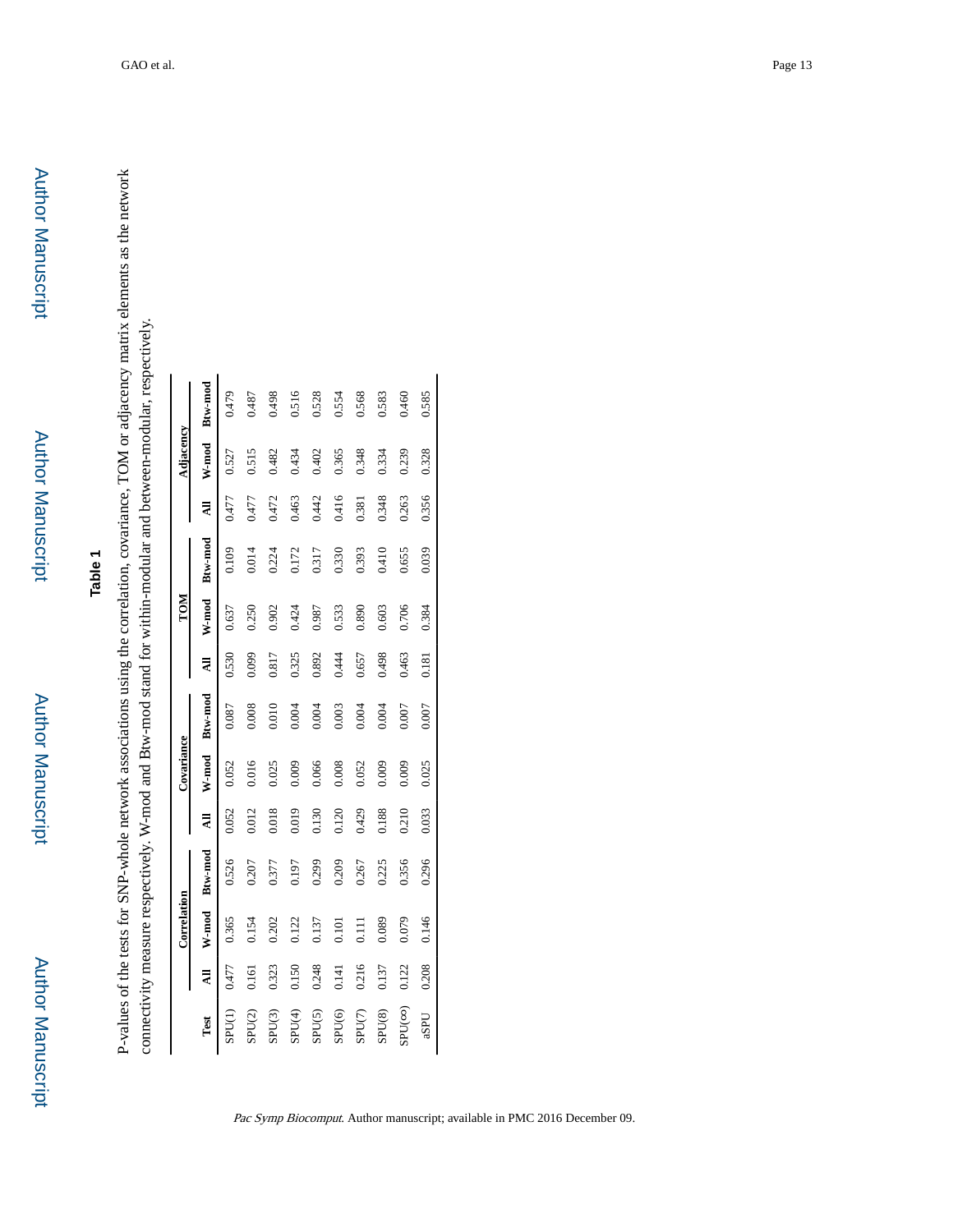# Table 1

P-values of the tests for SNP-whole network associations using the correlation, covariance, TOM or adjacency matrix elements as the network connectivity measure respectively. W-mod and Btw-mod stand for within-modular and between-modular, respectively.

| Test | Correlation | | | Covariance | | | TOM | | | Adjacency | | |
|---|---|---|---|---|---|---|---|---|---|---|---|---|
| | All | W-mod | Btw-mod | All | W-mod | Btw-mod | All | W-mod | Btw-mod | All | W-mod | Btw-mod |
| SPU(1) | 0.477 | 0.365 | 0.526 | 0.052 | 0.052 | 0.087 | 0.530 | 0.637 | 0.109 | 0.477 | 0.527 | 0.479 |
| SPU(2) | 0.161 | 0.154 | 0.207 | 0.012 | 0.016 | 0.008 | 0.099 | 0.250 | 0.014 | 0.477 | 0.515 | 0.487 |
| SPU(3) | 0.323 | 0.202 | 0.377 | 0.018 | 0.025 | 0.010 | 0.817 | 0.902 | 0.224 | 0.472 | 0.482 | 0.498 |
| SPU(4) | 0.150 | 0.122 | 0.197 | 0.019 | 0.009 | 0.004 | 0.325 | 0.424 | 0.172 | 0.463 | 0.434 | 0.516 |
| SPU(5) | 0.248 | 0.137 | 0.299 | 0.130 | 0.066 | 0.004 | 0.892 | 0.987 | 0.317 | 0.442 | 0.402 | 0.528 |
| SPU(6) | 0.141 | 0.101 | 0.209 | 0.120 | 0.008 | 0.003 | 0.444 | 0.533 | 0.330 | 0.416 | 0.365 | 0.554 |
| SPU(7) | 0.216 | 0.111 | 0.267 | 0.429 | 0.052 | 0.004 | 0.657 | 0.890 | 0.393 | 0.381 | 0.348 | 0.568 |
| SPU(8) | 0.137 | 0.089 | 0.225 | 0.188 | 0.009 | 0.004 | 0.498 | 0.603 | 0.410 | 0.348 | 0.334 | 0.583 |
| SPU(∞) | 0.122 | 0.079 | 0.356 | 0.210 | 0.009 | 0.007 | 0.463 | 0.706 | 0.655 | 0.263 | 0.239 | 0.460 |
| aSPU | 0.208 | 0.146 | 0.296 | 0.033 | 0.025 | 0.007 | 0.181 | 0.384 | 0.039 | 0.356 | 0.328 | 0.585 |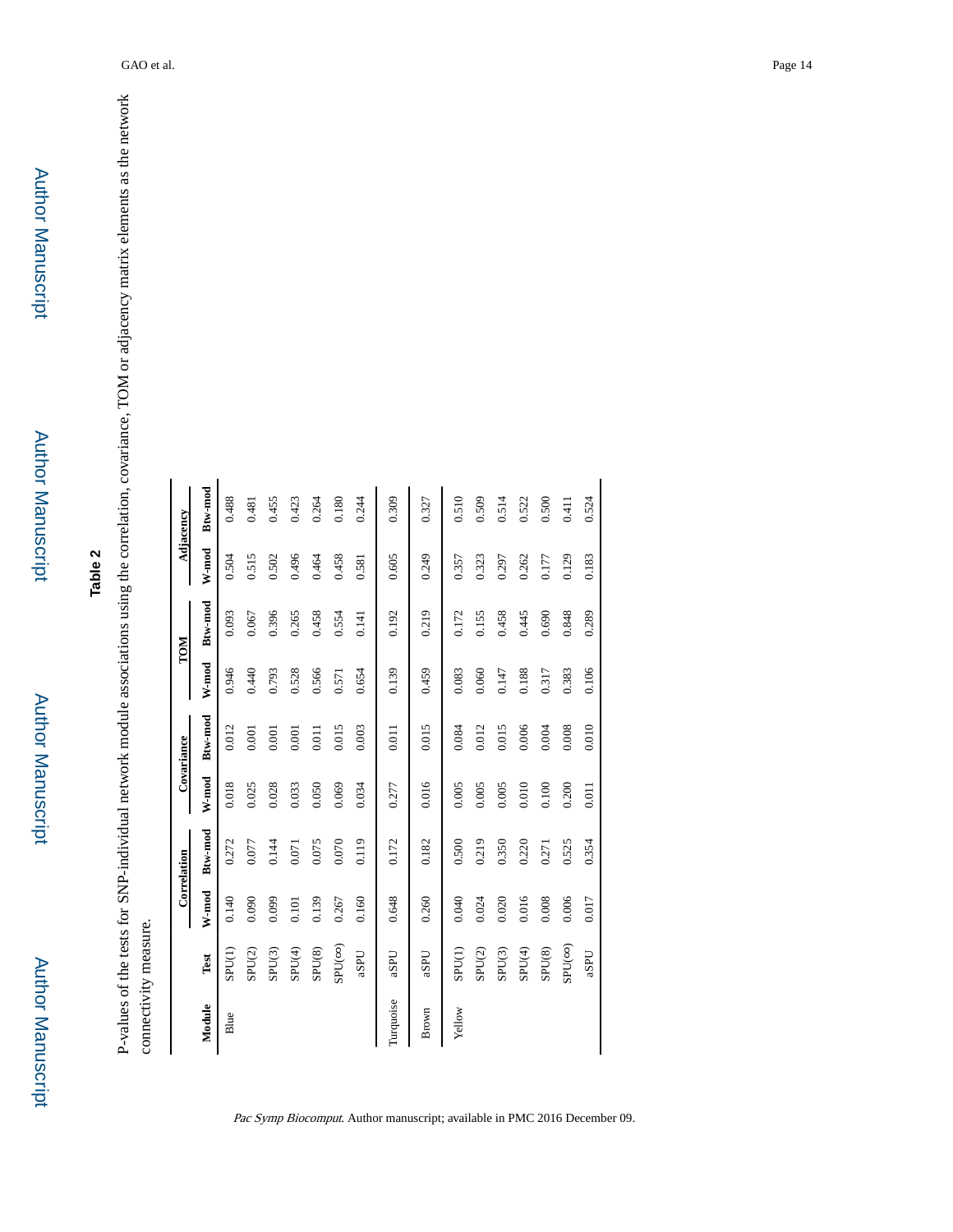## Table 2

P-values of the tests for SNP-individual network module associations using the correlation, covariance, TOM or adjacency matrix elements as the network connectivity measure.

| Module | Test | Correlation | | Covariance | | TOM | | Adjacency | |
|---|---|---|---|---|---|---|---|---|---|
| | | W-mod | Btw-mod | W-mod | Btw-mod | W-mod | Btw-mod | W-mod | Btw-mod |
| Blue | SPU(1) | 0.140 | 0.272 | 0.018 | 0.012 | 0.946 | 0.093 | 0.504 | 0.488 |
| | SPU(2) | 0.090 | 0.077 | 0.025 | 0.001 | 0.440 | 0.067 | 0.515 | 0.481 |
| | SPU(3) | 0.099 | 0.144 | 0.028 | 0.001 | 0.793 | 0.396 | 0.502 | 0.455 |
| | SPU(4) | 0.101 | 0.071 | 0.033 | 0.001 | 0.528 | 0.265 | 0.496 | 0.423 |
| | SPU(8) | 0.139 | 0.075 | 0.050 | 0.011 | 0.566 | 0.458 | 0.464 | 0.264 |
| | SPU(∞) | 0.267 | 0.070 | 0.069 | 0.015 | 0.571 | 0.554 | 0.458 | 0.180 |
| | aSPU | 0.160 | 0.119 | 0.034 | 0.003 | 0.654 | 0.141 | 0.581 | 0.244 |
| Turquoise | aSPU | 0.648 | 0.172 | 0.277 | 0.011 | 0.139 | 0.192 | 0.605 | 0.309 |
| Brown | aSPU | 0.260 | 0.182 | 0.016 | 0.015 | 0.459 | 0.219 | 0.249 | 0.327 |
| Yellow | SPU(1) | 0.040 | 0.500 | 0.005 | 0.084 | 0.083 | 0.172 | 0.357 | 0.510 |
| | SPU(2) | 0.024 | 0.219 | 0.005 | 0.012 | 0.060 | 0.155 | 0.323 | 0.509 |
| | SPU(3) | 0.020 | 0.350 | 0.005 | 0.015 | 0.147 | 0.458 | 0.297 | 0.514 |
| | SPU(4) | 0.016 | 0.220 | 0.010 | 0.006 | 0.188 | 0.445 | 0.262 | 0.522 |
| | SPU(8) | 0.008 | 0.271 | 0.100 | 0.004 | 0.317 | 0.690 | 0.177 | 0.500 |
| | SPU(∞) | 0.006 | 0.525 | 0.200 | 0.008 | 0.383 | 0.848 | 0.129 | 0.411 |
| | aSPU | 0.017 | 0.354 | 0.011 | 0.010 | 0.106 | 0.289 | 0.183 | 0.524 |